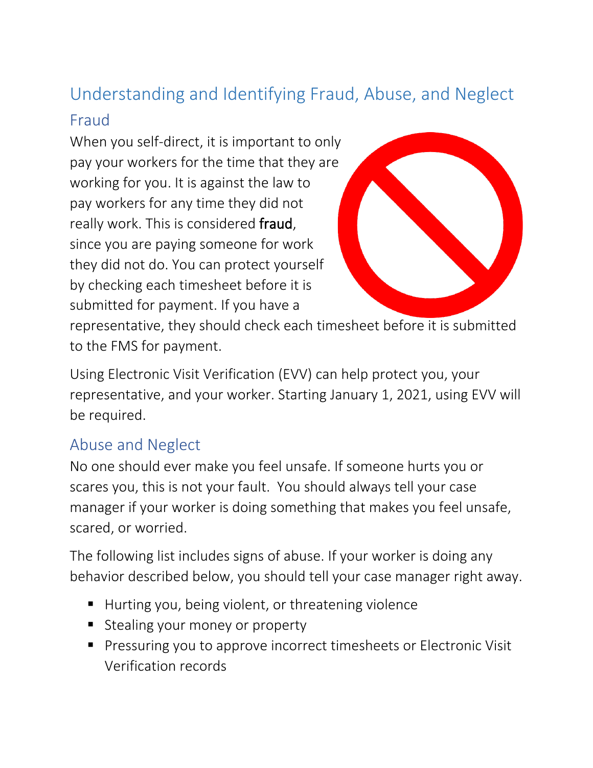# Understanding and Identifying Fraud, Abuse, and Neglect

## Fraud

When you self-direct, it is important to only pay your workers for the time that they are working for you. It is against the law to pay workers for any time they did not really work. This is considered **fraud**, since you are paying someone for work they did not do. You can protect yourself by checking each timesheet before it is submitted for payment. If you have a representative, they should check each timesheet before it is submitted to the FMS for payment.

Using Electronic Visit Verification (EVV) can help protect you, your representative, and your worker. Starting January 1, 2021, using EVV will be required.

## Abuse and Neglect

No one should ever make you feel unsafe. If someone hurts you or scares you, this is not your fault. You should always tell your case manager if your worker is doing something that makes you feel unsafe, scared, or worried.

The following list includes signs of abuse. If your worker is doing any behavior described below, you should tell your case manager right away.

- Hurting you, being violent, or threatening violence
- Stealing your money or property
- Pressuring you to approve incorrect timesheets or Electronic Visit Verification records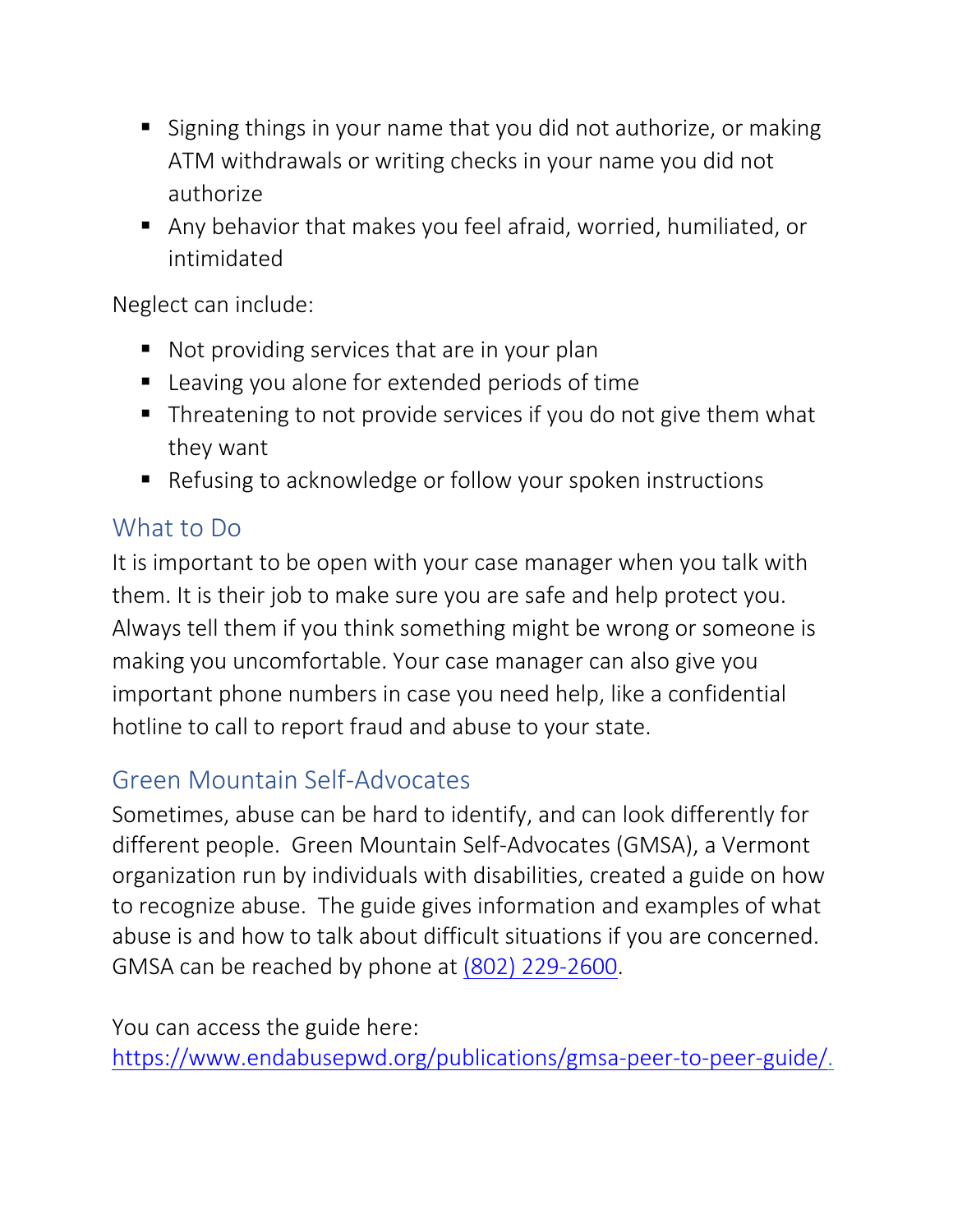- Signing things in your name that you did not authorize, or making ATM withdrawals or writing checks in your name you did not authorize
- Any behavior that makes you feel afraid, worried, humiliated, or intimidated

Neglect can include:

- Not providing services that are in your plan
- Leaving you alone for extended periods of time
- Threatening to not provide services if you do not give them what they want
- Refusing to acknowledge or follow your spoken instructions

## What to Do

It is important to be open with your case manager when you talk with them. It is their job to make sure you are safe and help protect you. Always tell them if you think something might be wrong or someone is making you uncomfortable. Your case manager can also give you important phone numbers in case you need help, like a confidential hotline to call to report fraud and abuse to your state.

## Green Mountain Self-Advocates

Sometimes, abuse can be hard to identify, and can look differently for different people. Green Mountain Self-Advocates (GMSA), a Vermont organization run by individuals with disabilities, created a guide on how to recognize abuse. The guide gives information and examples of what abuse is and how to talk about difficult situations if you are concerned. GMSA can be reached by phone at [(802) 229-2600](tel:8022292600).

You can access the guide here: [https://www.endabusepwd.org/publications/gmsa-peer-to-peer-guide/.](https://www.endabusepwd.org/publications/gmsa-peer-to-peer-guide/)